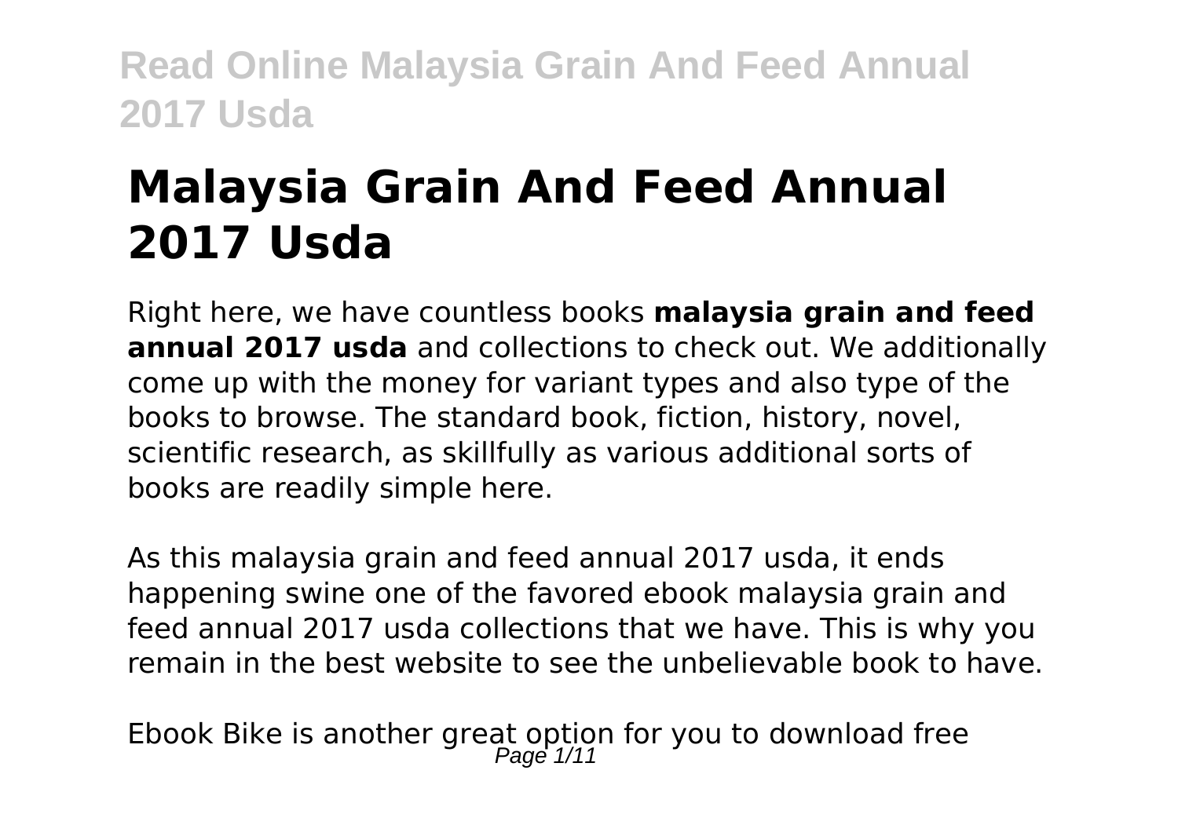# Malaysia Grain And Feed Annual 2017 Usda

Right here, we have countless books **malaysia grain and feed annual 2017 usda** and collections to check out. We additionally come up with the money for variant types and also type of the books to browse. The standard book, fiction, history, novel, scientific research, as skillfully as various additional sorts of books are readily simple here.

As this malaysia grain and feed annual 2017 usda, it ends happening swine one of the favored ebook malaysia grain and feed annual 2017 usda collections that we have. This is why you remain in the best website to see the unbelievable book to have.

Ebook Bike is another great option for you to download free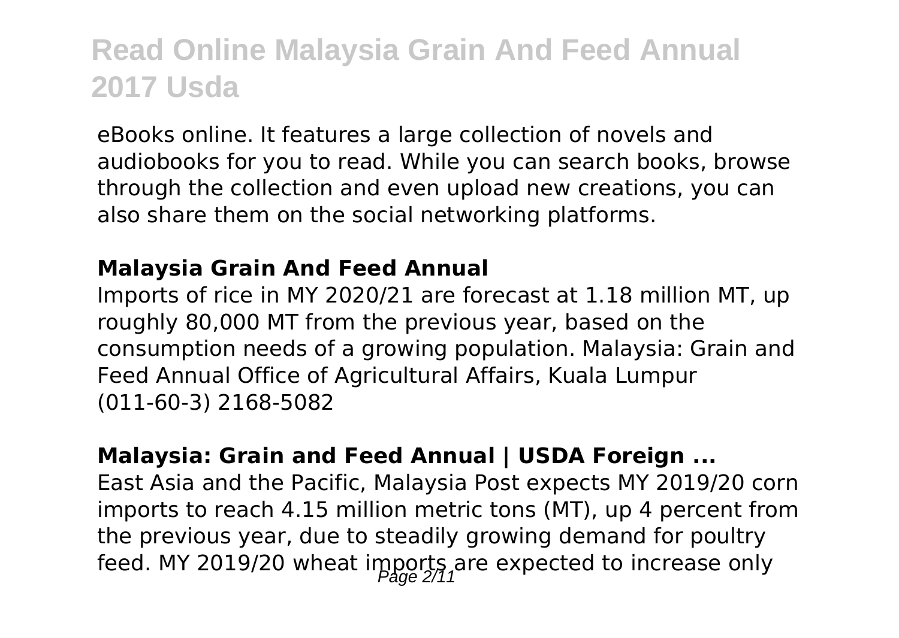eBooks online. It features a large collection of novels and audiobooks for you to read. While you can search books, browse through the collection and even upload new creations, you can also share them on the social networking platforms.

### Malaysia Grain And Feed Annual

Imports of rice in MY 2020/21 are forecast at 1.18 million MT, up roughly 80,000 MT from the previous year, based on the consumption needs of a growing population. Malaysia: Grain and Feed Annual Office of Agricultural Affairs, Kuala Lumpur (011-60-3) 2168-5082

### Malaysia: Grain and Feed Annual | USDA Foreign ...

East Asia and the Pacific, Malaysia Post expects MY 2019/20 corn imports to reach 4.15 million metric tons (MT), up 4 percent from the previous year, due to steadily growing demand for poultry feed. MY 2019/20 wheat imports are expected to increase only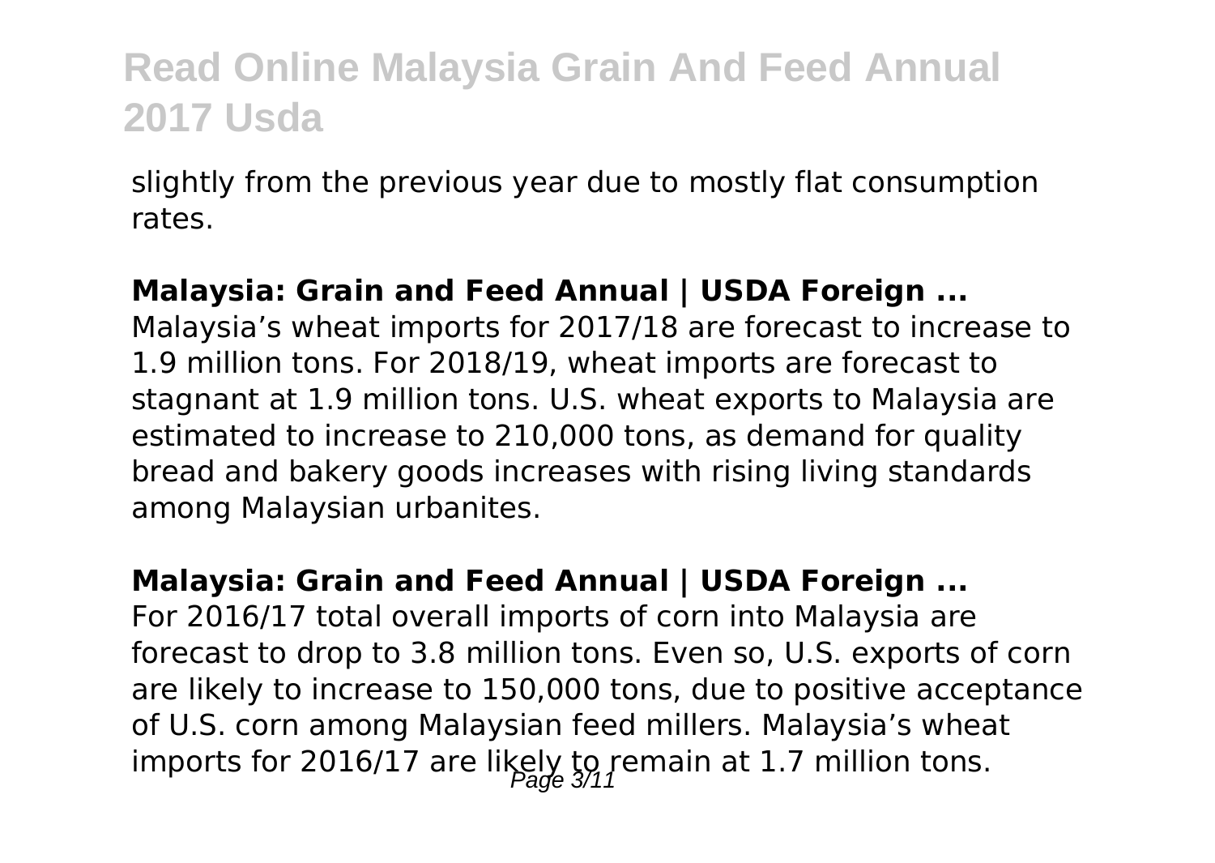slightly from the previous year due to mostly flat consumption rates.

**Malaysia: Grain and Feed Annual | USDA Foreign ...**

Malaysia's wheat imports for 2017/18 are forecast to increase to 1.9 million tons. For 2018/19, wheat imports are forecast to stagnant at 1.9 million tons. U.S. wheat exports to Malaysia are estimated to increase to 210,000 tons, as demand for quality bread and bakery goods increases with rising living standards among Malaysian urbanites.

**Malaysia: Grain and Feed Annual | USDA Foreign ...**

For 2016/17 total overall imports of corn into Malaysia are forecast to drop to 3.8 million tons. Even so, U.S. exports of corn are likely to increase to 150,000 tons, due to positive acceptance of U.S. corn among Malaysian feed millers. Malaysia's wheat imports for 2016/17 are likely to remain at 1.7 million tons.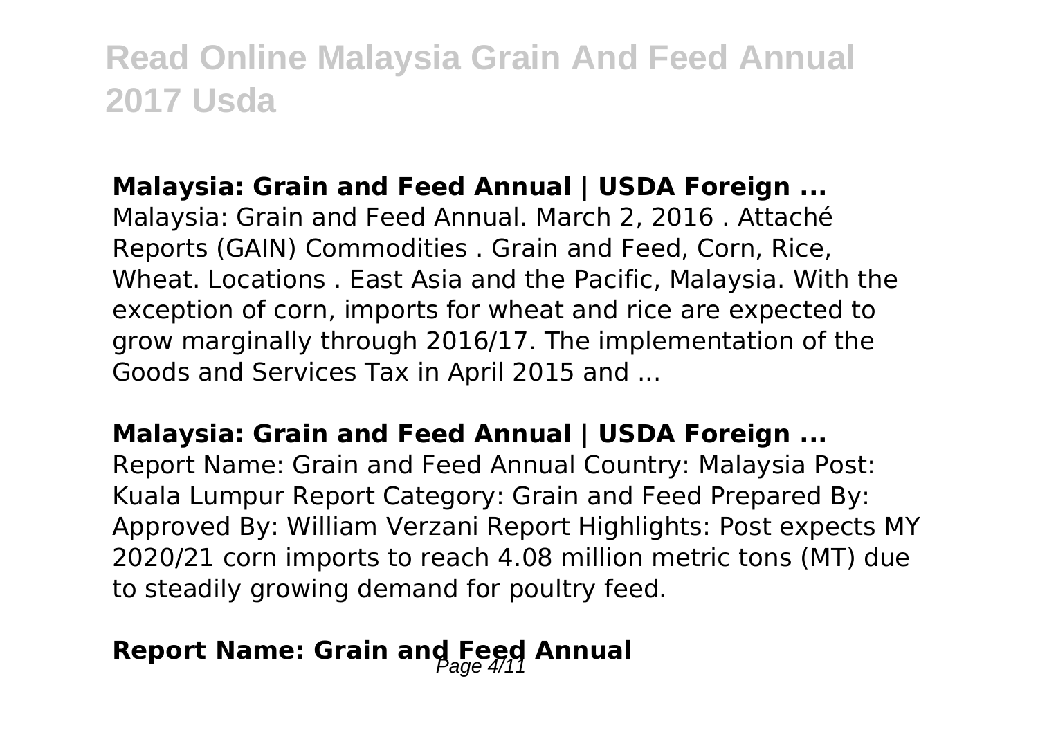**Malaysia: Grain and Feed Annual | USDA Foreign ...**

Malaysia: Grain and Feed Annual. March 2, 2016 . Attaché Reports (GAIN) Commodities . Grain and Feed, Corn, Rice, Wheat. Locations . East Asia and the Pacific, Malaysia. With the exception of corn, imports for wheat and rice are expected to grow marginally through 2016/17. The implementation of the Goods and Services Tax in April 2015 and ...

**Malaysia: Grain and Feed Annual | USDA Foreign ...**

Report Name: Grain and Feed Annual Country: Malaysia Post: Kuala Lumpur Report Category: Grain and Feed Prepared By: Approved By: William Verzani Report Highlights: Post expects MY 2020/21 corn imports to reach 4.08 million metric tons (MT) due to steadily growing demand for poultry feed.

**Report Name: Grain and Feed Annual**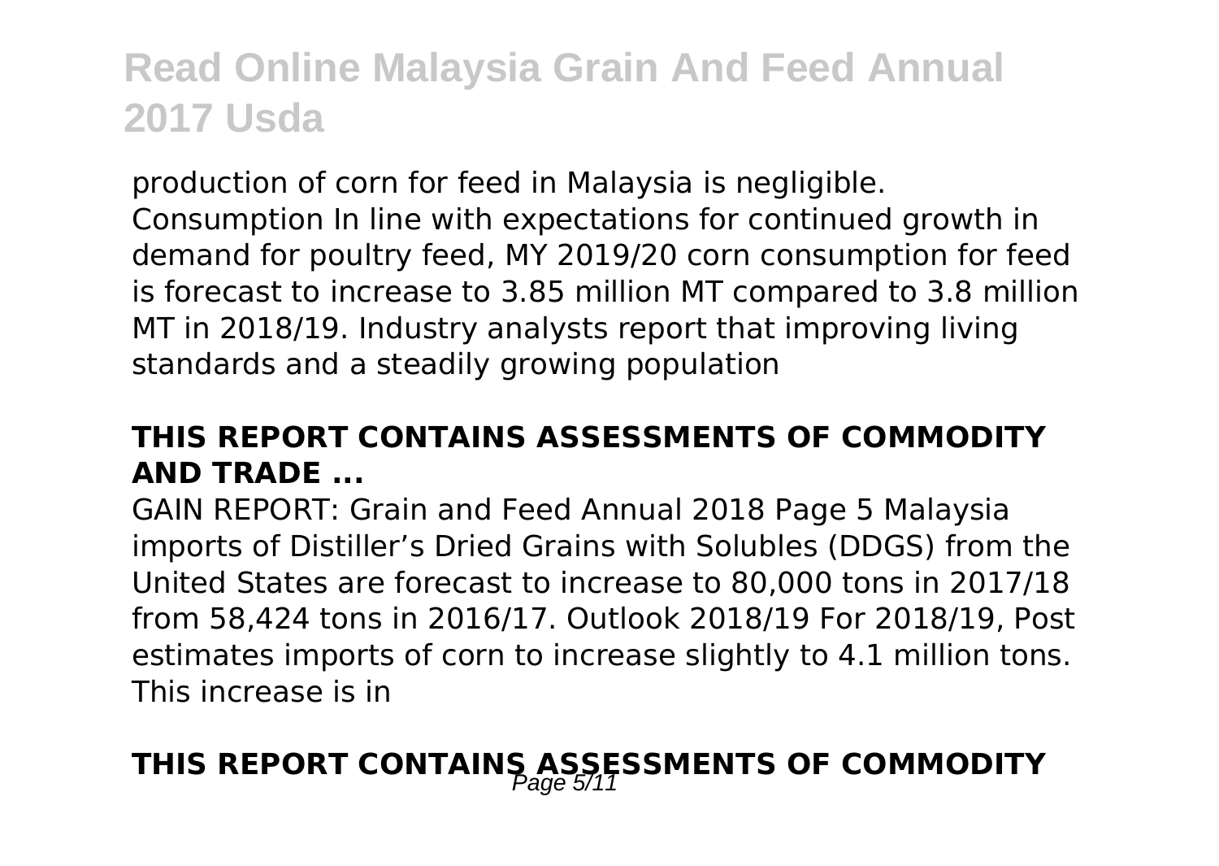production of corn for feed in Malaysia is negligible. Consumption In line with expectations for continued growth in demand for poultry feed, MY 2019/20 corn consumption for feed is forecast to increase to 3.85 million MT compared to 3.8 million MT in 2018/19. Industry analysts report that improving living standards and a steadily growing population

## THIS REPORT CONTAINS ASSESSMENTS OF COMMODITY AND TRADE ...

GAIN REPORT: Grain and Feed Annual 2018 Page 5 Malaysia imports of Distiller's Dried Grains with Solubles (DDGS) from the United States are forecast to increase to 80,000 tons in 2017/18 from 58,424 tons in 2016/17. Outlook 2018/19 For 2018/19, Post estimates imports of corn to increase slightly to 4.1 million tons. This increase is in

## THIS REPORT CONTAINS ASSESSMENTS OF COMMODITY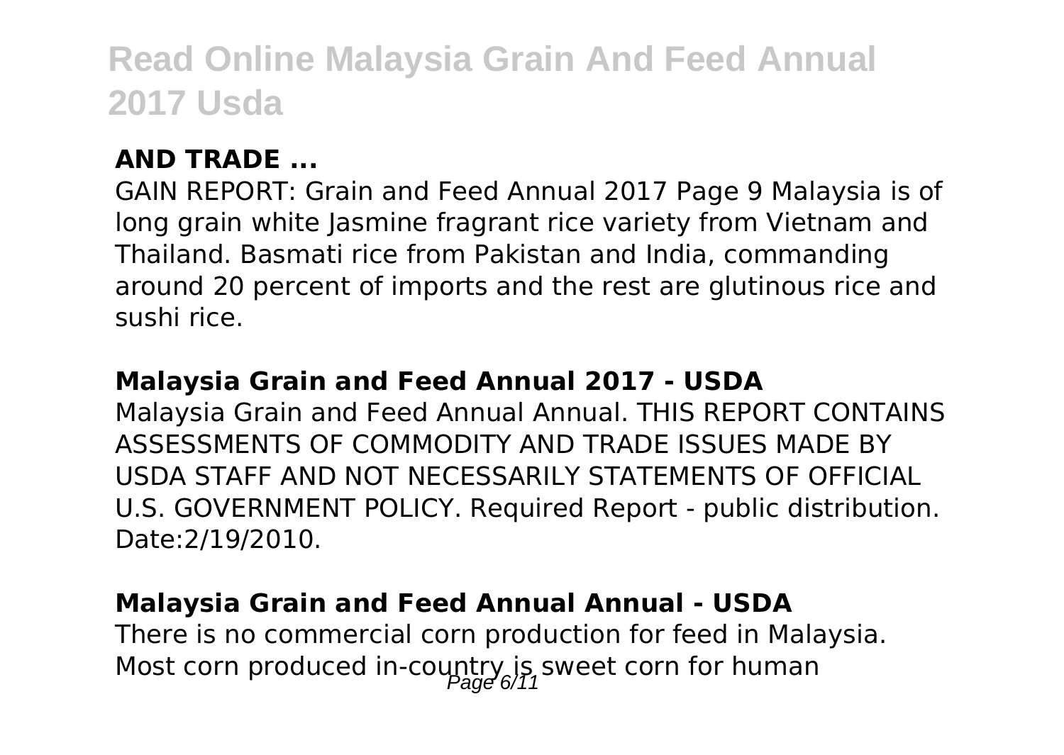### AND TRADE ...

GAIN REPORT: Grain and Feed Annual 2017 Page 9 Malaysia is of long grain white Jasmine fragrant rice variety from Vietnam and Thailand. Basmati rice from Pakistan and India, commanding around 20 percent of imports and the rest are glutinous rice and sushi rice.

### Malaysia Grain and Feed Annual 2017 - USDA

Malaysia Grain and Feed Annual Annual. THIS REPORT CONTAINS ASSESSMENTS OF COMMODITY AND TRADE ISSUES MADE BY USDA STAFF AND NOT NECESSARILY STATEMENTS OF OFFICIAL U.S. GOVERNMENT POLICY. Required Report - public distribution. Date:2/19/2010.

### Malaysia Grain and Feed Annual Annual - USDA

There is no commercial corn production for feed in Malaysia. Most corn produced in-country is sweet corn for human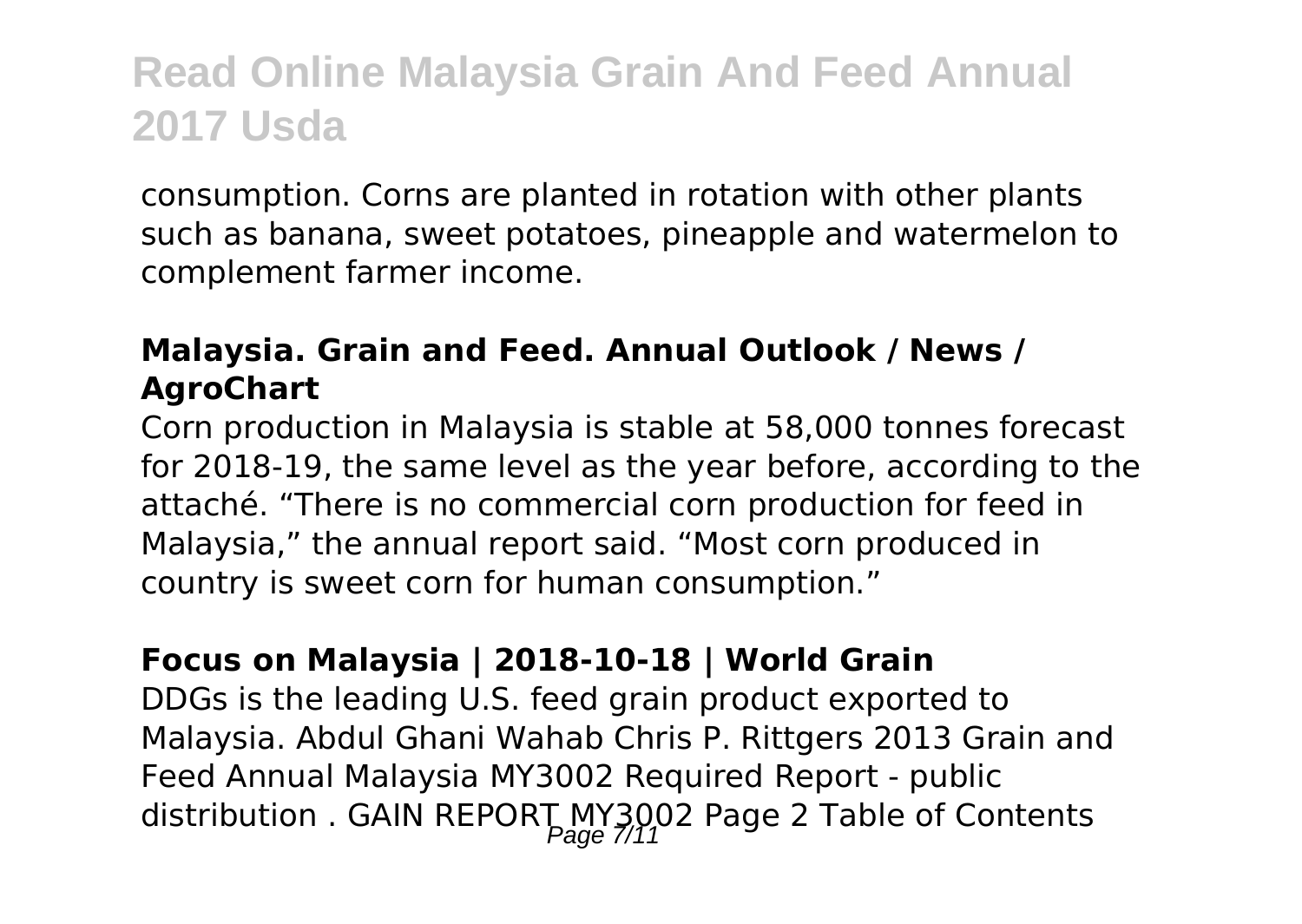consumption. Corns are planted in rotation with other plants such as banana, sweet potatoes, pineapple and watermelon to complement farmer income.

### Malaysia. Grain and Feed. Annual Outlook / News / AgroChart

Corn production in Malaysia is stable at 58,000 tonnes forecast for 2018-19, the same level as the year before, according to the attaché. "There is no commercial corn production for feed in Malaysia," the annual report said. "Most corn produced in country is sweet corn for human consumption."

### Focus on Malaysia | 2018-10-18 | World Grain

DDGs is the leading U.S. feed grain product exported to Malaysia. Abdul Ghani Wahab Chris P. Rittgers 2013 Grain and Feed Annual Malaysia MY3002 Required Report - public distribution . GAIN REPORT MY3002 Page 2 Table of Contents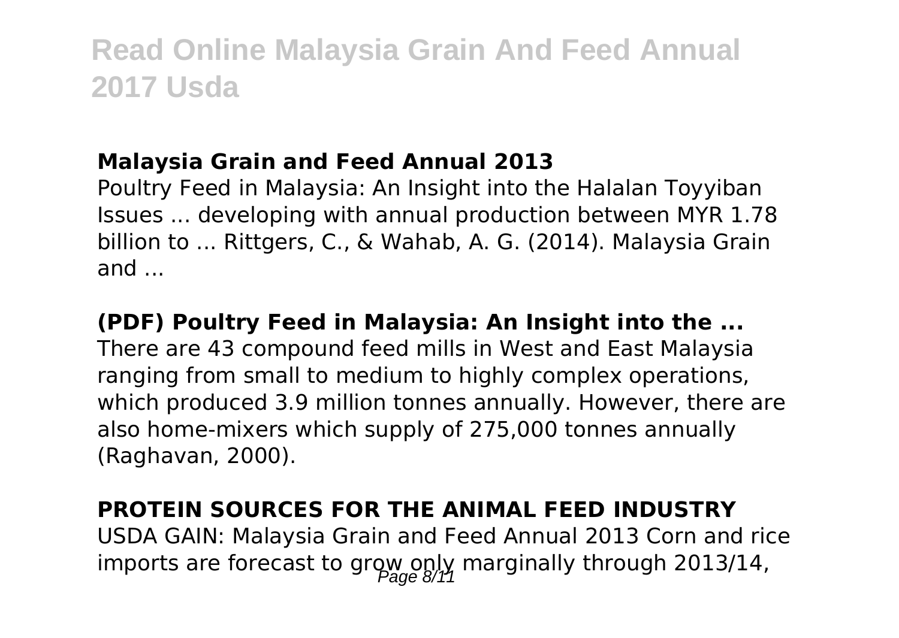### Malaysia Grain and Feed Annual 2013

Poultry Feed in Malaysia: An Insight into the Halalan Toyyiban Issues ... developing with annual production between MYR 1.78 billion to ... Rittgers, C., & Wahab, A. G. (2014). Malaysia Grain and ...

### (PDF) Poultry Feed in Malaysia: An Insight into the ...

There are 43 compound feed mills in West and East Malaysia ranging from small to medium to highly complex operations, which produced 3.9 million tonnes annually. However, there are also home-mixers which supply of 275,000 tonnes annually (Raghavan, 2000).

### PROTEIN SOURCES FOR THE ANIMAL FEED INDUSTRY

USDA GAIN: Malaysia Grain and Feed Annual 2013 Corn and rice imports are forecast to grow only marginally through 2013/14,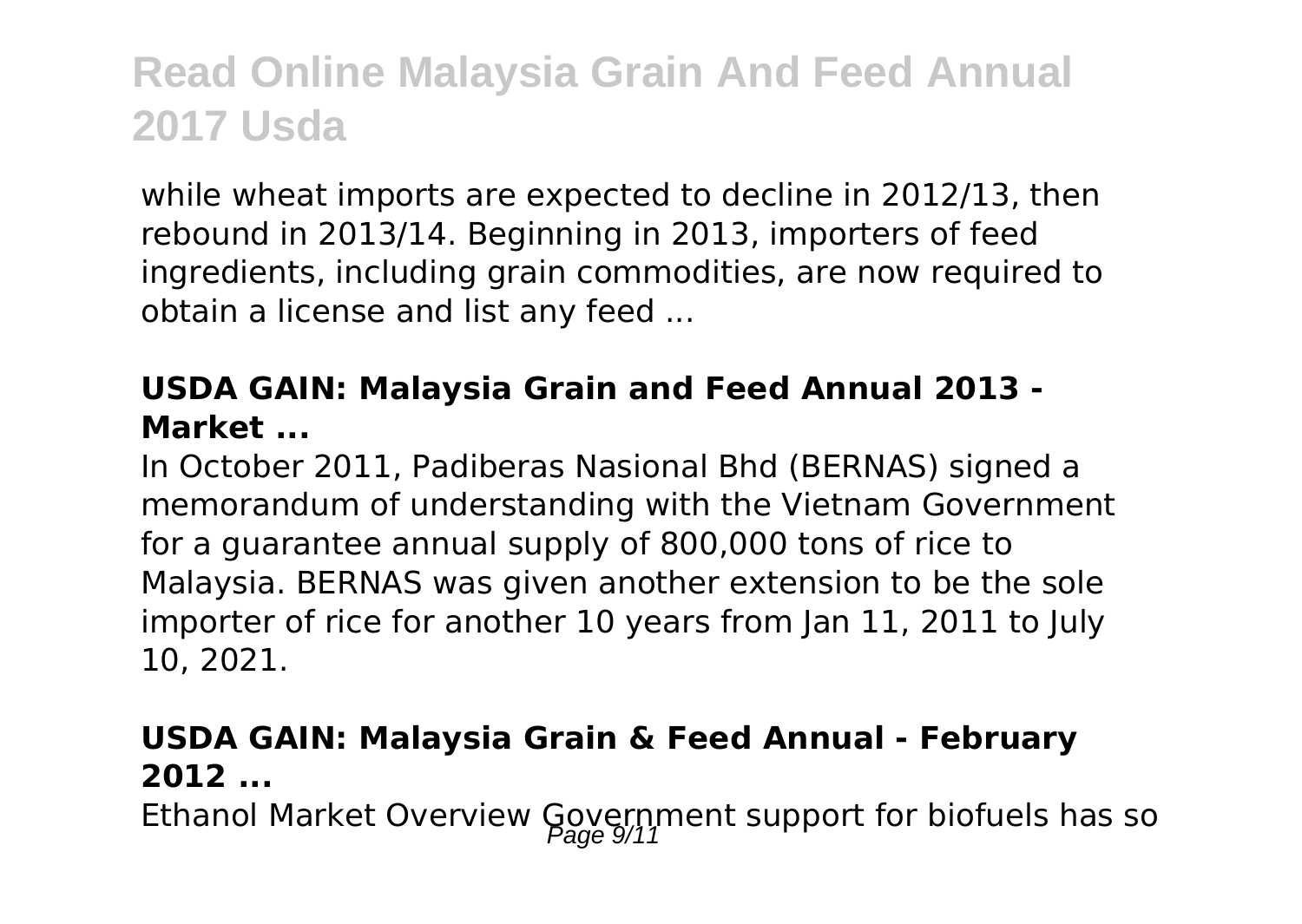while wheat imports are expected to decline in 2012/13, then rebound in 2013/14. Beginning in 2013, importers of feed ingredients, including grain commodities, are now required to obtain a license and list any feed ...

### USDA GAIN: Malaysia Grain and Feed Annual 2013 - Market ...

In October 2011, Padiberas Nasional Bhd (BERNAS) signed a memorandum of understanding with the Vietnam Government for a guarantee annual supply of 800,000 tons of rice to Malaysia. BERNAS was given another extension to be the sole importer of rice for another 10 years from Jan 11, 2011 to July 10, 2021.

### USDA GAIN: Malaysia Grain & Feed Annual - February 2012 ...

Ethanol Market Overview Government support for biofuels has so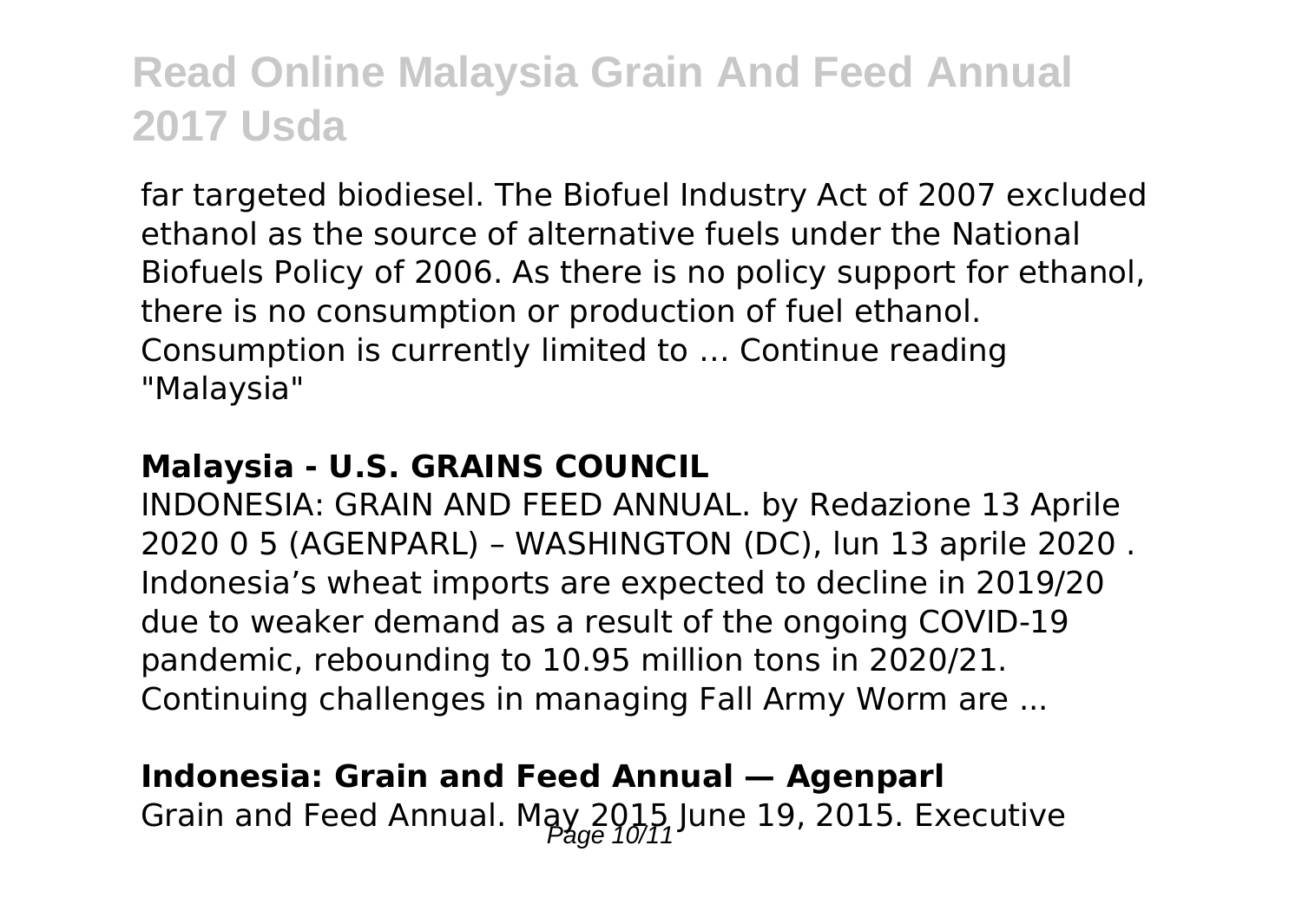far targeted biodiesel. The Biofuel Industry Act of 2007 excluded ethanol as the source of alternative fuels under the National Biofuels Policy of 2006. As there is no policy support for ethanol, there is no consumption or production of fuel ethanol. Consumption is currently limited to … Continue reading "Malaysia"

### **Malaysia - U.S. GRAINS COUNCIL**

INDONESIA: GRAIN AND FEED ANNUAL. by Redazione 13 Aprile 2020 0 5 (AGENPARL) – WASHINGTON (DC), lun 13 aprile 2020 . Indonesia's wheat imports are expected to decline in 2019/20 due to weaker demand as a result of the ongoing COVID-19 pandemic, rebounding to 10.95 million tons in 2020/21. Continuing challenges in managing Fall Army Worm are ...

### **Indonesia: Grain and Feed Annual — Agenparl**

Grain and Feed Annual. May 2015 June 19, 2015. Executive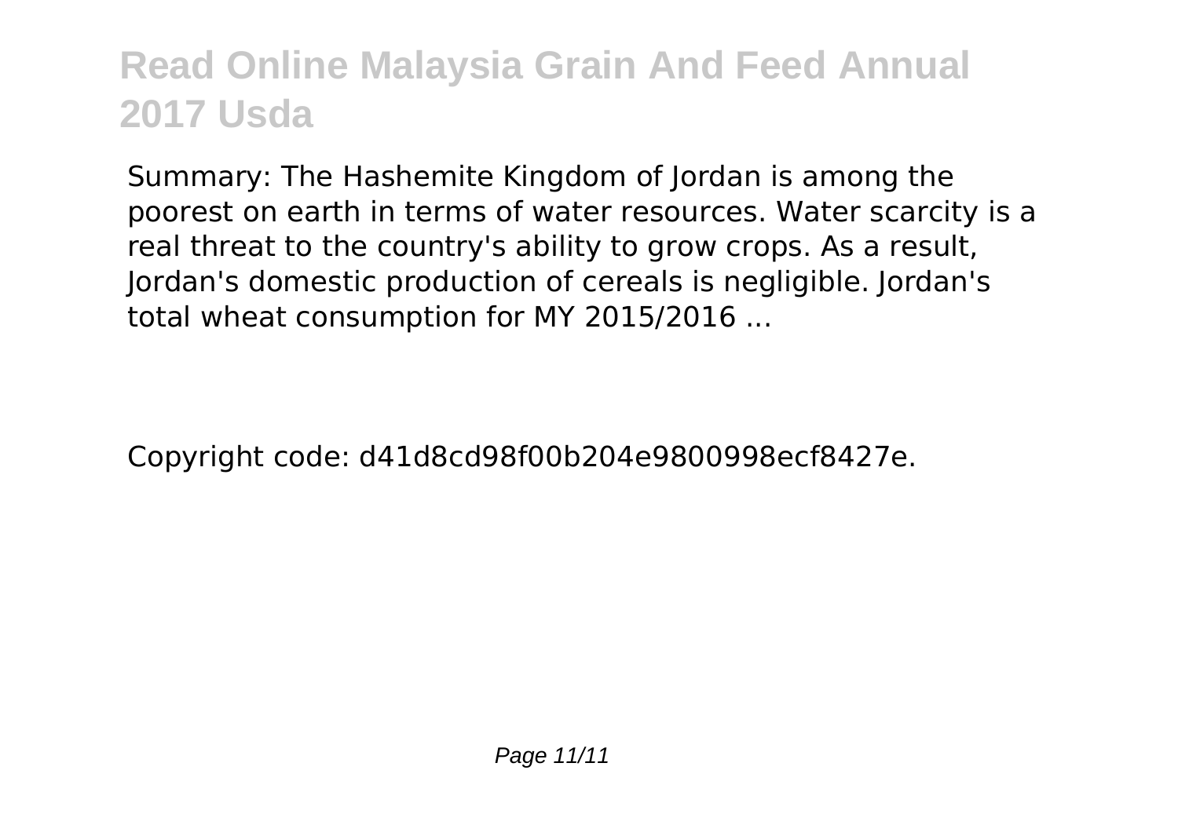# Read Online Malaysia Grain And Feed Annual 2017 Usda

Summary: The Hashemite Kingdom of Jordan is among the poorest on earth in terms of water resources. Water scarcity is a real threat to the country's ability to grow crops. As a result, Jordan's domestic production of cereals is negligible. Jordan's total wheat consumption for MY 2015/2016 ...

Copyright code: d41d8cd98f00b204e9800998ecf8427e.